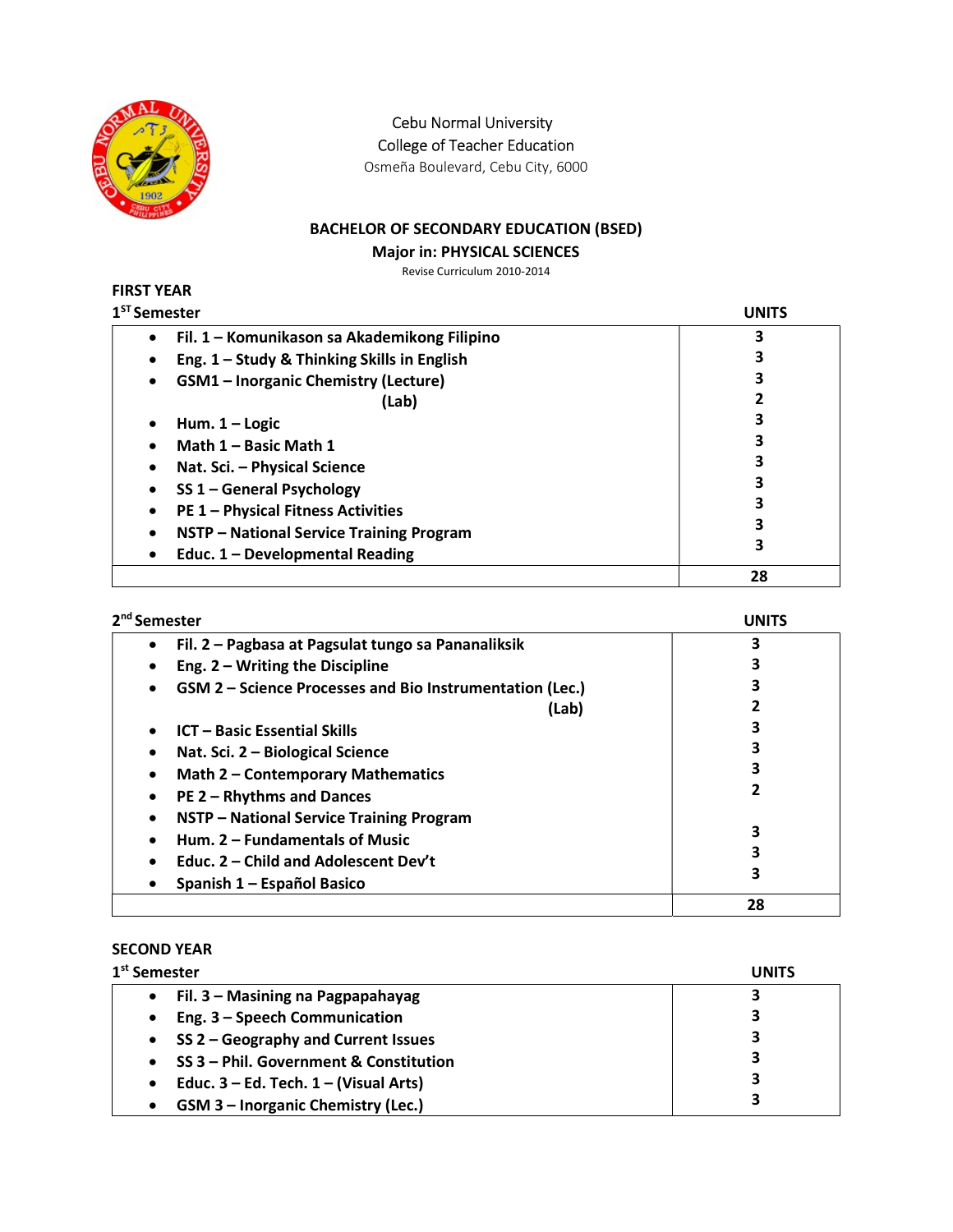Cebu Normal University
College of Teacher Education
Osmeña Boulevard, Cebu City, 6000

## BACHELOR OF SECONDARY EDUCATION (BSED)

### Major in: PHYSICAL SCIENCES

Revise Curriculum 2010-2014

### FIRST YEAR

**1[ST] Semester**

| Subject | UNITS |
|---|---|
| • Fil. 1 – Komunikason sa Akademikong Filipino | 3 |
| • Eng. 1 – Study & Thinking Skills in English | 3 |
| • GSM1 – Inorganic Chemistry (Lecture) | 3 |
| (Lab) | 2 |
| • Hum. 1 – Logic | 3 |
| • Math 1 – Basic Math 1 | 3 |
| • Nat. Sci. – Physical Science | 3 |
| • SS 1 – General Psychology | 3 |
| • PE 1 – Physical Fitness Activities | 3 |
| • NSTP – National Service Training Program | 3 |
| • Educ. 1 – Developmental Reading | 3 |
| | **28** |

**2[nd] Semester**

| Subject | UNITS |
|---|---|
| • Fil. 2 – Pagbasa at Pagsulat tungo sa Pananaliksik | 3 |
| • Eng. 2 – Writing the Discipline | 3 |
| • GSM 2 – Science Processes and Bio Instrumentation (Lec.) | 3 |
| (Lab) | 2 |
| • ICT – Basic Essential Skills | 3 |
| • Nat. Sci. 2 – Biological Science | 3 |
| • Math 2 – Contemporary Mathematics | 3 |
| • PE 2 – Rhythms and Dances | 2 |
| • NSTP – National Service Training Program | |
| • Hum. 2 – Fundamentals of Music | 3 |
| • Educ. 2 – Child and Adolescent Dev't | 3 |
| • Spanish 1 – Español Basico | 3 |
| | **28** |

### SECOND YEAR

**1[st] Semester**

| Subject | UNITS |
|---|---|
| • Fil. 3 – Masining na Pagpapahayag | 3 |
| • Eng. 3 – Speech Communication | 3 |
| • SS 2 – Geography and Current Issues | 3 |
| • SS 3 – Phil. Government & Constitution | 3 |
| • Educ. 3 – Ed. Tech. 1 – (Visual Arts) | 3 |
| • GSM 3 – Inorganic Chemistry (Lec.) | 3 |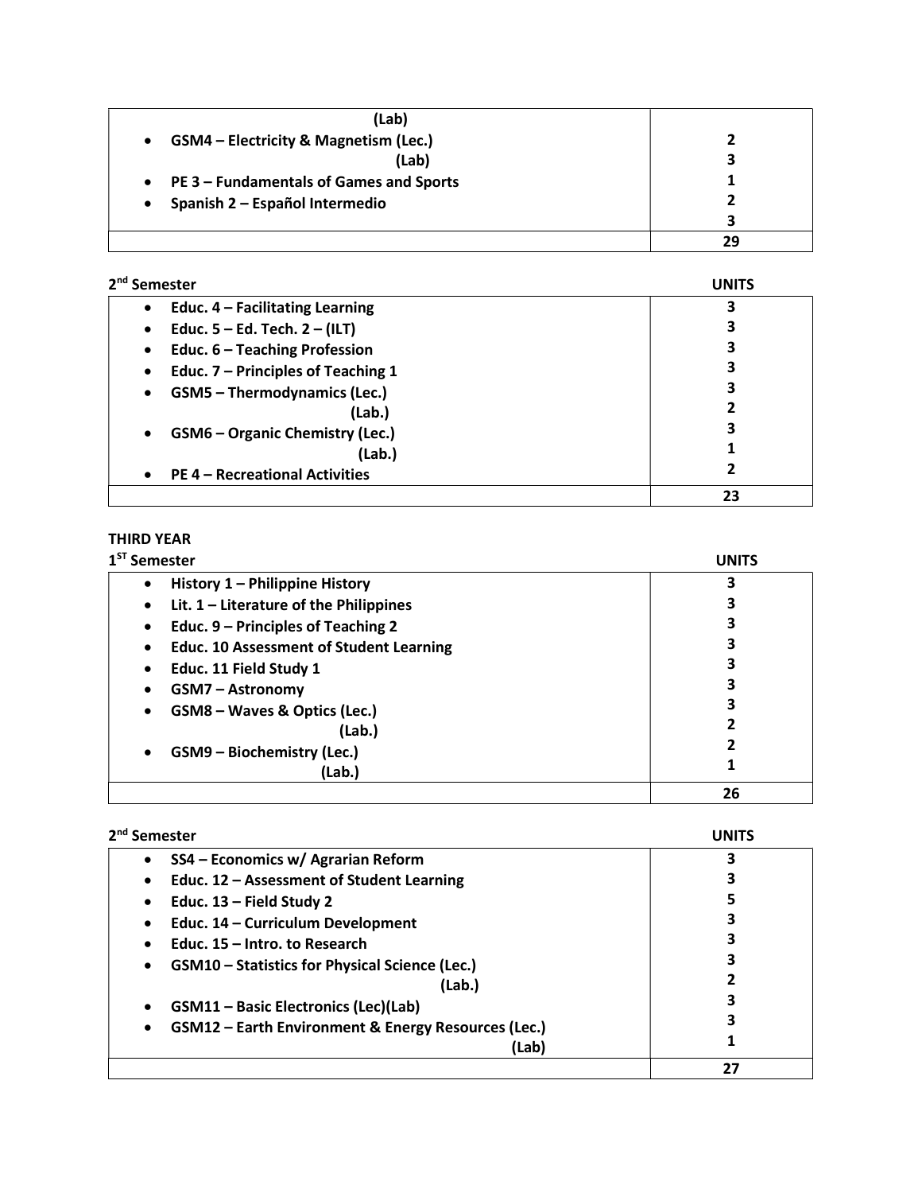| | |
|---|---|
| (Lab) | |
| • GSM4 – Electricity & Magnetism (Lec.) | 2 |
| (Lab) | 3 |
| • PE 3 – Fundamentals of Games and Sports | 1 |
| • Spanish 2 – Español Intermedio | 2 |
| | 3 |
| | 29 |

**2nd Semester**

| | UNITS |
|---|---|
| • Educ. 4 – Facilitating Learning | 3 |
| • Educ. 5 – Ed. Tech. 2 – (ILT) | 3 |
| • Educ. 6 – Teaching Profession | 3 |
| • Educ. 7 – Principles of Teaching 1 | 3 |
| • GSM5 – Thermodynamics (Lec.) | 3 |
| (Lab.) | 2 |
| • GSM6 – Organic Chemistry (Lec.) | 3 |
| (Lab.) | 1 |
| • PE 4 – Recreational Activities | 2 |
| | 23 |

**THIRD YEAR**

**1ST Semester**

| | UNITS |
|---|---|
| • History 1 – Philippine History | 3 |
| • Lit. 1 – Literature of the Philippines | 3 |
| • Educ. 9 – Principles of Teaching 2 | 3 |
| • Educ. 10 Assessment of Student Learning | 3 |
| • Educ. 11 Field Study 1 | 3 |
| • GSM7 – Astronomy | 3 |
| • GSM8 – Waves & Optics (Lec.) | 3 |
| (Lab.) | 2 |
| • GSM9 – Biochemistry (Lec.) | 2 |
| (Lab.) | 1 |
| | 26 |

**2nd Semester**

| | UNITS |
|---|---|
| • SS4 – Economics w/ Agrarian Reform | 3 |
| • Educ. 12 – Assessment of Student Learning | 3 |
| • Educ. 13 – Field Study 2 | 5 |
| • Educ. 14 – Curriculum Development | 3 |
| • Educ. 15 – Intro. to Research | 3 |
| • GSM10 – Statistics for Physical Science (Lec.) | 3 |
| (Lab.) | 2 |
| • GSM11 – Basic Electronics (Lec)(Lab) | 3 |
| • GSM12 – Earth Environment & Energy Resources (Lec.) | 3 |
| (Lab) | 1 |
| | 27 |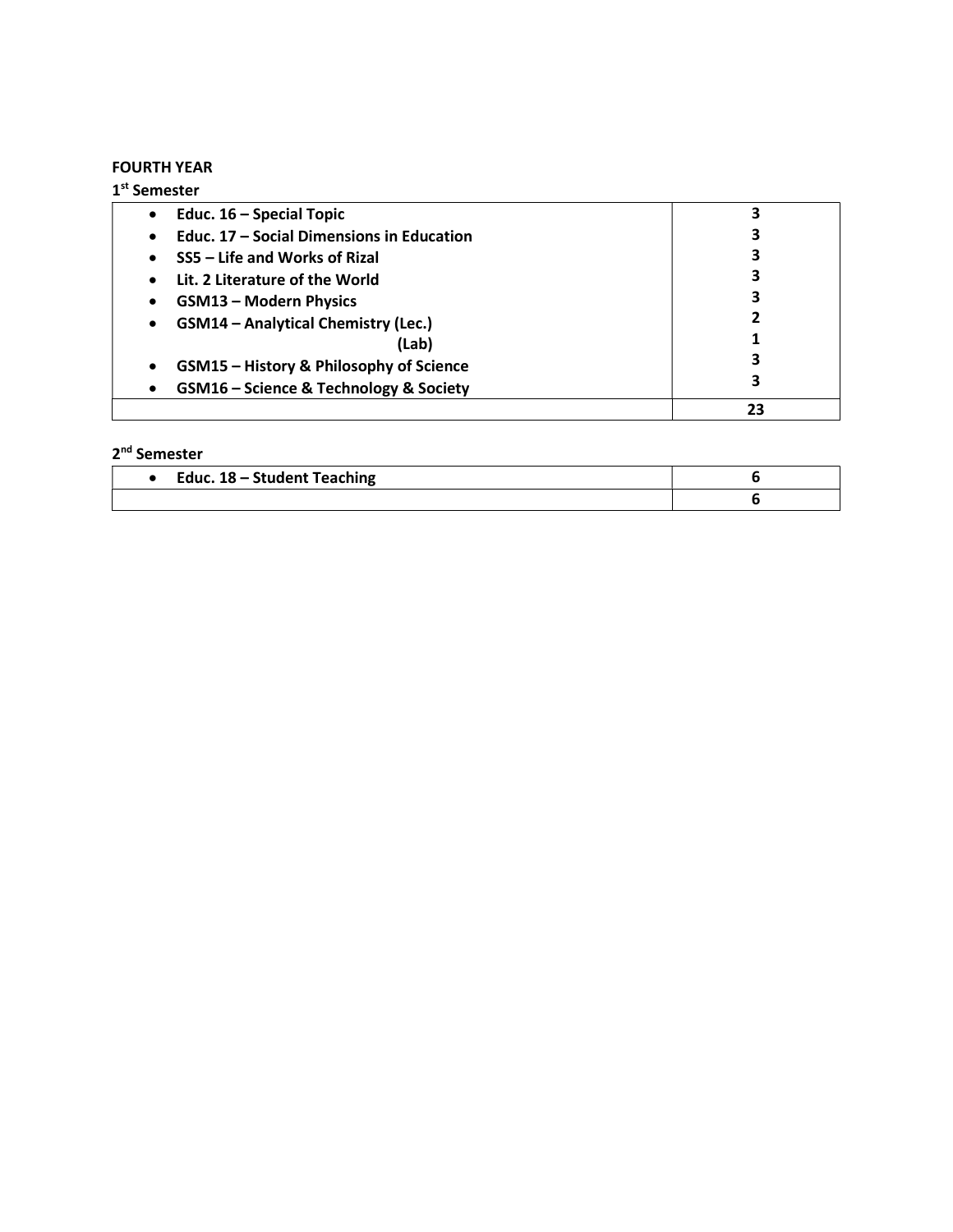**FOURTH YEAR**

**1st Semester**

| | |
|---|---|
| • Educ. 16 – Special Topic | 3 |
| • Educ. 17 – Social Dimensions in Education | 3 |
| • SS5 – Life and Works of Rizal | 3 |
| • Lit. 2 Literature of the World | 3 |
| • GSM13 – Modern Physics | 3 |
| • GSM14 – Analytical Chemistry (Lec.) | 2 |
| (Lab) | 1 |
| • GSM15 – History & Philosophy of Science | 3 |
| • GSM16 – Science & Technology & Society | 3 |
| | 23 |

**2nd Semester**

| | |
|---|---|
| • Educ. 18 – Student Teaching | 6 |
| | 6 |